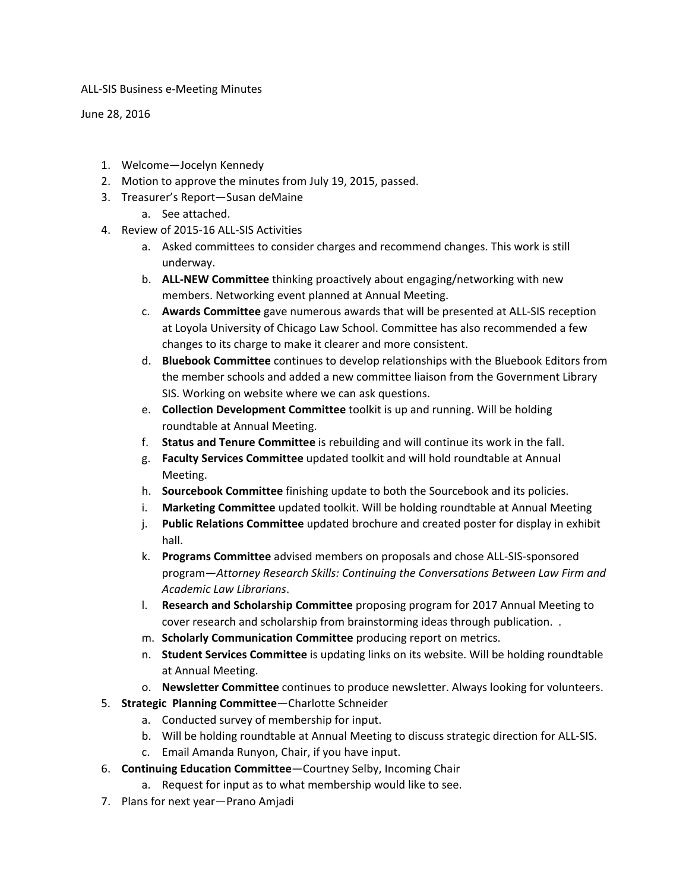ALL-SIS Business e-Meeting Minutes

June 28, 2016

1. Welcome—Jocelyn Kennedy
2. Motion to approve the minutes from July 19, 2015, passed.
3. Treasurer's Report—Susan deMaine
   a. See attached.
4. Review of 2015-16 ALL-SIS Activities
   a. Asked committees to consider charges and recommend changes. This work is still underway.
   b. **ALL-NEW Committee** thinking proactively about engaging/networking with new members. Networking event planned at Annual Meeting.
   c. **Awards Committee** gave numerous awards that will be presented at ALL-SIS reception at Loyola University of Chicago Law School. Committee has also recommended a few changes to its charge to make it clearer and more consistent.
   d. **Bluebook Committee** continues to develop relationships with the Bluebook Editors from the member schools and added a new committee liaison from the Government Library SIS. Working on website where we can ask questions.
   e. **Collection Development Committee** toolkit is up and running. Will be holding roundtable at Annual Meeting.
   f. **Status and Tenure Committee** is rebuilding and will continue its work in the fall.
   g. **Faculty Services Committee** updated toolkit and will hold roundtable at Annual Meeting.
   h. **Sourcebook Committee** finishing update to both the Sourcebook and its policies.
   i. **Marketing Committee** updated toolkit. Will be holding roundtable at Annual Meeting
   j. **Public Relations Committee** updated brochure and created poster for display in exhibit hall.
   k. **Programs Committee** advised members on proposals and chose ALL-SIS-sponsored program—*Attorney Research Skills: Continuing the Conversations Between Law Firm and Academic Law Librarians*.
   l. **Research and Scholarship Committee** proposing program for 2017 Annual Meeting to cover research and scholarship from brainstorming ideas through publication. .
   m. **Scholarly Communication Committee** producing report on metrics.
   n. **Student Services Committee** is updating links on its website. Will be holding roundtable at Annual Meeting.
   o. **Newsletter Committee** continues to produce newsletter. Always looking for volunteers.
5. **Strategic Planning Committee**—Charlotte Schneider
   a. Conducted survey of membership for input.
   b. Will be holding roundtable at Annual Meeting to discuss strategic direction for ALL-SIS.
   c. Email Amanda Runyon, Chair, if you have input.
6. **Continuing Education Committee**—Courtney Selby, Incoming Chair
   a. Request for input as to what membership would like to see.
7. Plans for next year—Prano Amjadi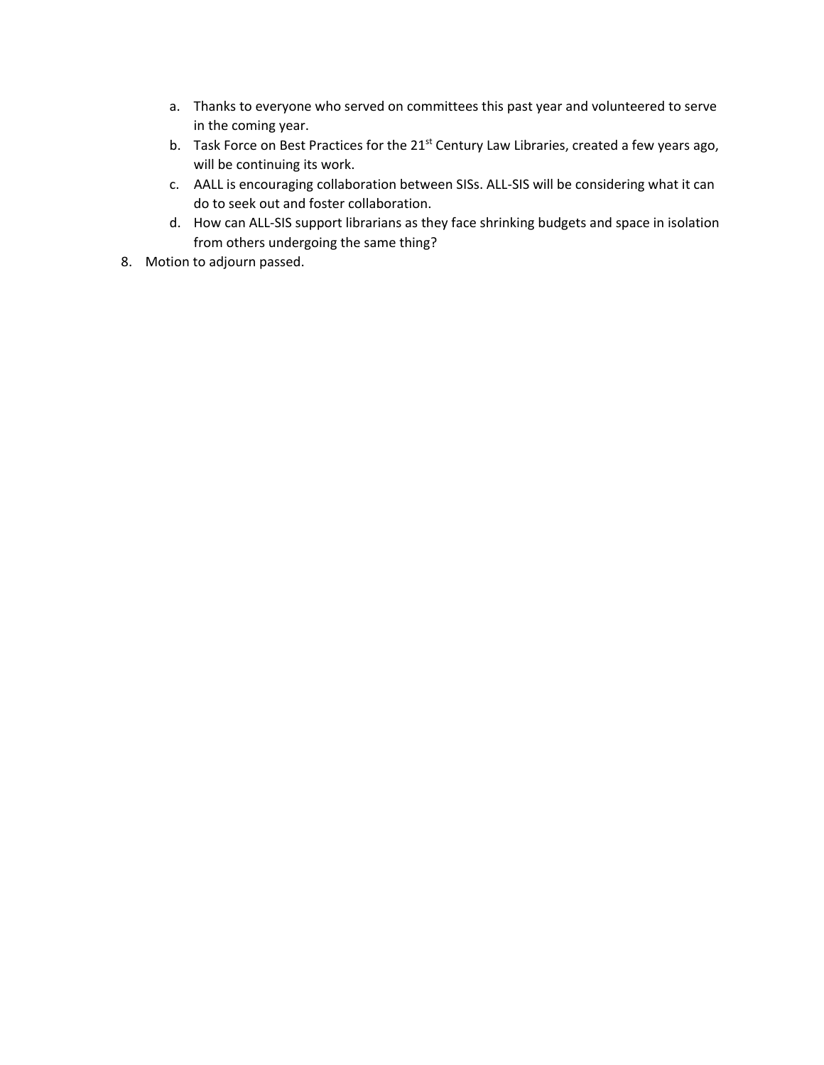a. Thanks to everyone who served on committees this past year and volunteered to serve in the coming year.
   b. Task Force on Best Practices for the 21st Century Law Libraries, created a few years ago, will be continuing its work.
   c. AALL is encouraging collaboration between SISs. ALL-SIS will be considering what it can do to seek out and foster collaboration.
   d. How can ALL-SIS support librarians as they face shrinking budgets and space in isolation from others undergoing the same thing?

8. Motion to adjourn passed.